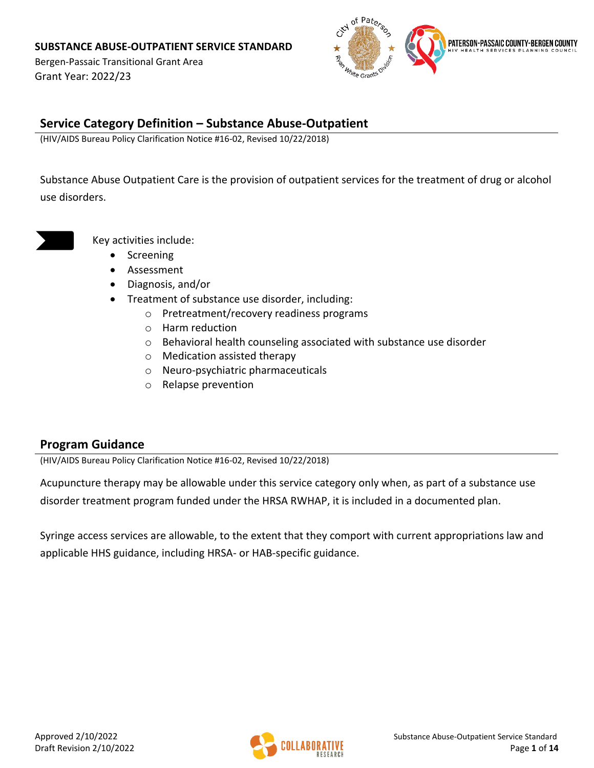**SUBSTANCE ABUSE-OUTPATIENT SERVICE STANDARD**

Bergen-Passaic Transitional Grant Area

Grant Year: 2022/23

## Service Category Definition – Substance Abuse-Outpatient

(HIV/AIDS Bureau Policy Clarification Notice #16-02, Revised 10/22/2018)

Substance Abuse Outpatient Care is the provision of outpatient services for the treatment of drug or alcohol use disorders.

Key activities include:

- Screening
- Assessment
- Diagnosis, and/or
- Treatment of substance use disorder, including:
  - Pretreatment/recovery readiness programs
  - Harm reduction
  - Behavioral health counseling associated with substance use disorder
  - Medication assisted therapy
  - Neuro-psychiatric pharmaceuticals
  - Relapse prevention

## Program Guidance

(HIV/AIDS Bureau Policy Clarification Notice #16-02, Revised 10/22/2018)

Acupuncture therapy may be allowable under this service category only when, as part of a substance use disorder treatment program funded under the HRSA RWHAP, it is included in a documented plan.

Syringe access services are allowable, to the extent that they comport with current appropriations law and applicable HHS guidance, including HRSA- or HAB-specific guidance.

Approved 2/10/2022

Draft Revision 2/10/2022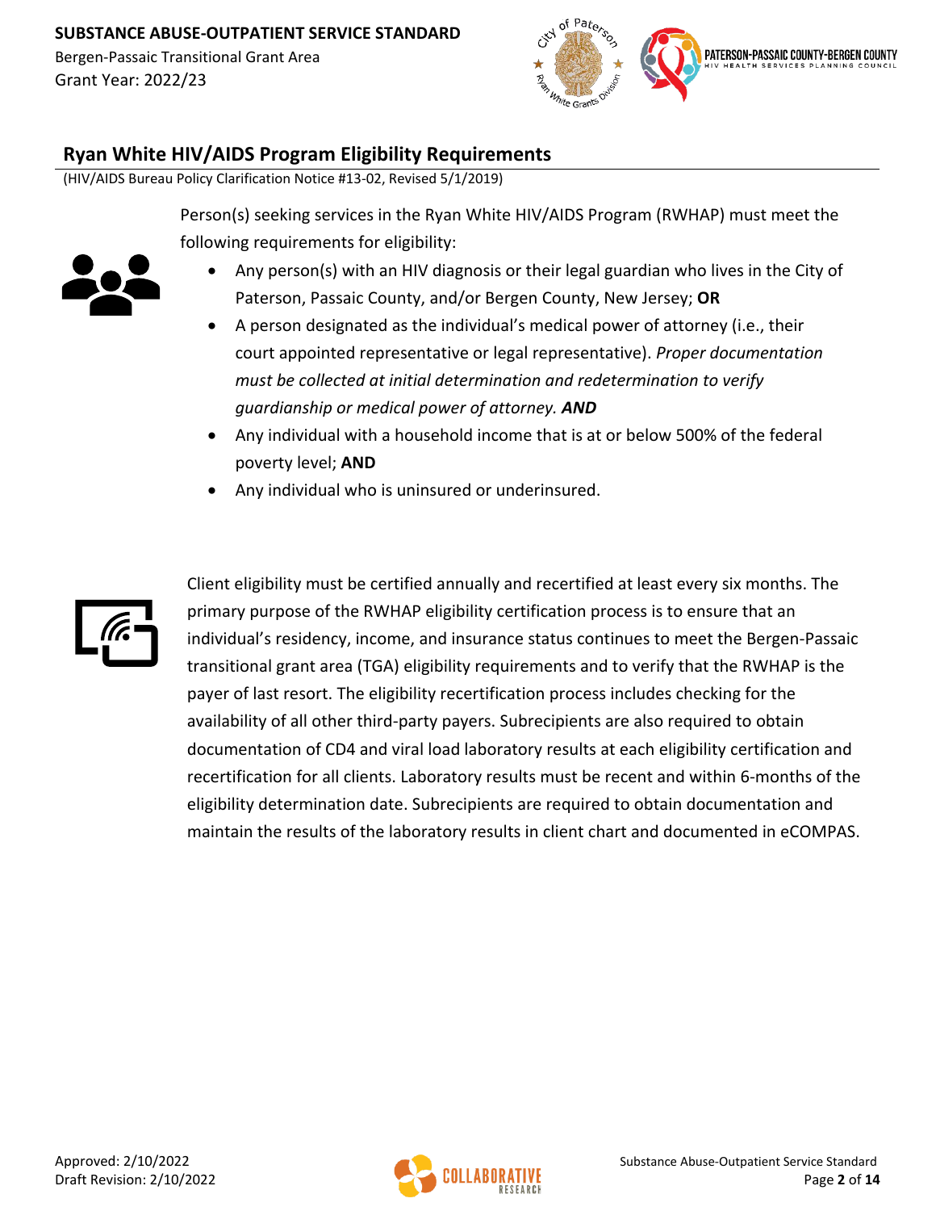## Ryan White HIV/AIDS Program Eligibility Requirements

(HIV/AIDS Bureau Policy Clarification Notice #13-02, Revised 5/1/2019)

Person(s) seeking services in the Ryan White HIV/AIDS Program (RWHAP) must meet the following requirements for eligibility:

- Any person(s) with an HIV diagnosis or their legal guardian who lives in the City of Paterson, Passaic County, and/or Bergen County, New Jersey; **OR**
- A person designated as the individual's medical power of attorney (i.e., their court appointed representative or legal representative). *Proper documentation must be collected at initial determination and redetermination to verify guardianship or medical power of attorney.* ***AND***
- Any individual with a household income that is at or below 500% of the federal poverty level; **AND**
- Any individual who is uninsured or underinsured.

Client eligibility must be certified annually and recertified at least every six months. The primary purpose of the RWHAP eligibility certification process is to ensure that an individual's residency, income, and insurance status continues to meet the Bergen-Passaic transitional grant area (TGA) eligibility requirements and to verify that the RWHAP is the payer of last resort. The eligibility recertification process includes checking for the availability of all other third-party payers. Subrecipients are also required to obtain documentation of CD4 and viral load laboratory results at each eligibility certification and recertification for all clients. Laboratory results must be recent and within 6-months of the eligibility determination date. Subrecipients are required to obtain documentation and maintain the results of the laboratory results in client chart and documented in eCOMPAS.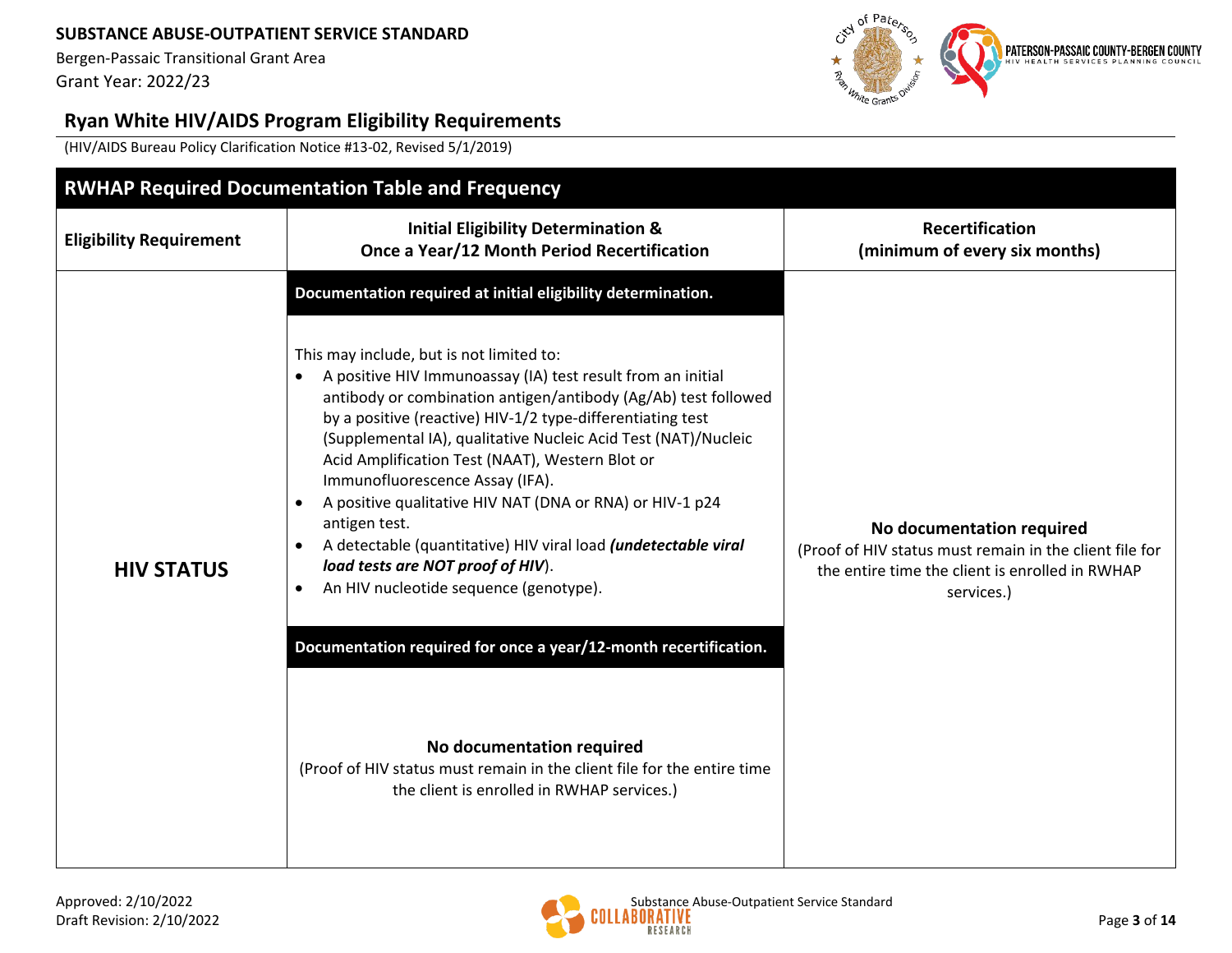## Ryan White HIV/AIDS Program Eligibility Requirements

(HIV/AIDS Bureau Policy Clarification Notice #13-02, Revised 5/1/2019)

**RWHAP Required Documentation Table and Frequency**

| Eligibility Requirement | Initial Eligibility Determination & Once a Year/12 Month Period Recertification | Recertification (minimum of every six months) |
|---|---|---|
| **HIV STATUS** | **Documentation required at initial eligibility determination.**<br><br>This may include, but is not limited to:<br>• A positive HIV Immunoassay (IA) test result from an initial antibody or combination antigen/antibody (Ag/Ab) test followed by a positive (reactive) HIV-1/2 type-differentiating test (Supplemental IA), qualitative Nucleic Acid Test (NAT)/Nucleic Acid Amplification Test (NAAT), Western Blot or Immunofluorescence Assay (IFA).<br>• A positive qualitative HIV NAT (DNA or RNA) or HIV-1 p24 antigen test.<br>• A detectable (quantitative) HIV viral load ***(undetectable viral load tests are NOT proof of HIV)***.<br>• An HIV nucleotide sequence (genotype).<br><br>**Documentation required for once a year/12-month recertification.**<br><br>**No documentation required**<br>(Proof of HIV status must remain in the client file for the entire time the client is enrolled in RWHAP services.) | **No documentation required**<br>(Proof of HIV status must remain in the client file for the entire time the client is enrolled in RWHAP services.) |

Approved: 2/10/2022
Draft Revision: 2/10/2022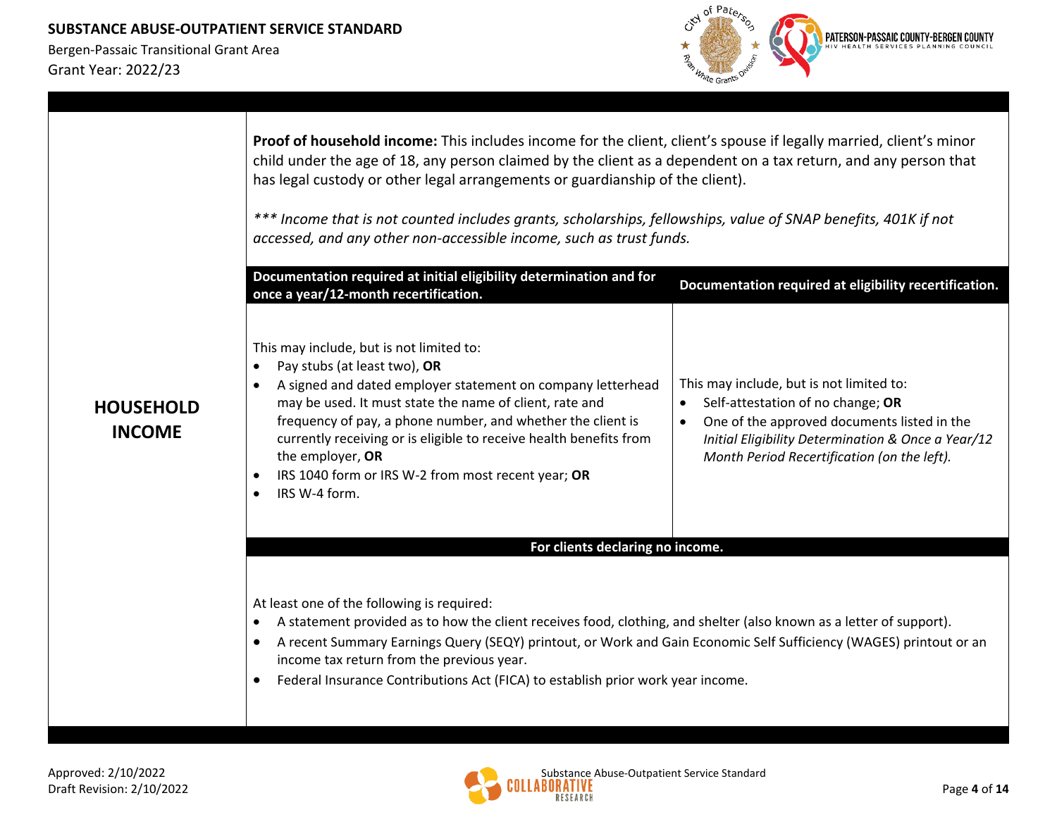## HOUSEHOLD INCOME

**Proof of household income:** This includes income for the client, client's spouse if legally married, client's minor child under the age of 18, any person claimed by the client as a dependent on a tax return, and any person that has legal custody or other legal arrangements or guardianship of the client).

*\*\*\* Income that is not counted includes grants, scholarships, fellowships, value of SNAP benefits, 401K if not accessed, and any other non-accessible income, such as trust funds.*

| Documentation required at initial eligibility determination and for once a year/12-month recertification. | Documentation required at eligibility recertification. |
|---|---|
| This may include, but is not limited to:<br>• Pay stubs (at least two), **OR**<br>• A signed and dated employer statement on company letterhead may be used. It must state the name of client, rate and frequency of pay, a phone number, and whether the client is currently receiving or is eligible to receive health benefits from the employer, **OR**<br>• IRS 1040 form or IRS W-2 from most recent year; **OR**<br>• IRS W-4 form. | This may include, but is not limited to:<br>• Self-attestation of no change; **OR**<br>• One of the approved documents listed in the *Initial Eligibility Determination & Once a Year/12 Month Period Recertification (on the left).* |

**For clients declaring no income.**

At least one of the following is required:

- A statement provided as to how the client receives food, clothing, and shelter (also known as a letter of support).
- A recent Summary Earnings Query (SEQY) printout, or Work and Gain Economic Self Sufficiency (WAGES) printout or an income tax return from the previous year.
- Federal Insurance Contributions Act (FICA) to establish prior work year income.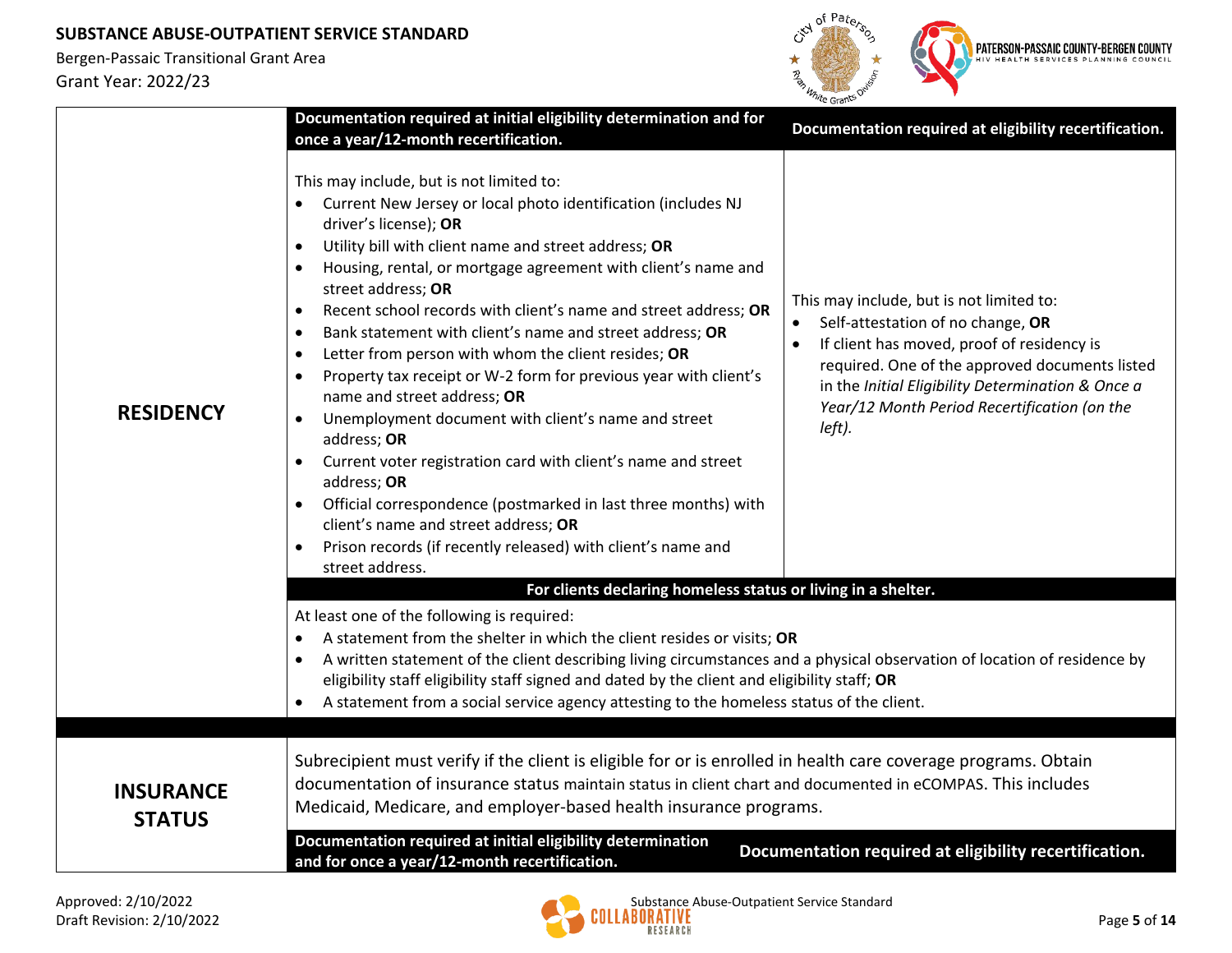| RESIDENCY | Documentation required at initial eligibility determination and for once a year/12-month recertification. | Documentation required at eligibility recertification. |
|---|---|---|
| | This may include, but is not limited to:<br>• Current New Jersey or local photo identification (includes NJ driver's license); **OR**<br>• Utility bill with client name and street address; **OR**<br>• Housing, rental, or mortgage agreement with client's name and street address; **OR**<br>• Recent school records with client's name and street address; **OR**<br>• Bank statement with client's name and street address; **OR**<br>• Letter from person with whom the client resides; **OR**<br>• Property tax receipt or W-2 form for previous year with client's name and street address; **OR**<br>• Unemployment document with client's name and street address; **OR**<br>• Current voter registration card with client's name and street address; **OR**<br>• Official correspondence (postmarked in last three months) with client's name and street address; **OR**<br>• Prison records (if recently released) with client's name and street address. | This may include, but is not limited to:<br>• Self-attestation of no change, **OR**<br>• If client has moved, proof of residency is required. One of the approved documents listed in the *Initial Eligibility Determination & Once a Year/12 Month Period Recertification (on the left).* |
| | **For clients declaring homeless status or living in a shelter.** | |
| | At least one of the following is required:<br>• A statement from the shelter in which the client resides or visits; **OR**<br>• A written statement of the client describing living circumstances and a physical observation of location of residence by eligibility staff eligibility staff signed and dated by the client and eligibility staff; **OR**<br>• A statement from a social service agency attesting to the homeless status of the client. | |
| **INSURANCE STATUS** | Subrecipient must verify if the client is eligible for or is enrolled in health care coverage programs. Obtain documentation of insurance status maintain status in client chart and documented in eCOMPAS. This includes Medicaid, Medicare, and employer-based health insurance programs. | |
| | **Documentation required at initial eligibility determination and for once a year/12-month recertification.** | **Documentation required at eligibility recertification.** |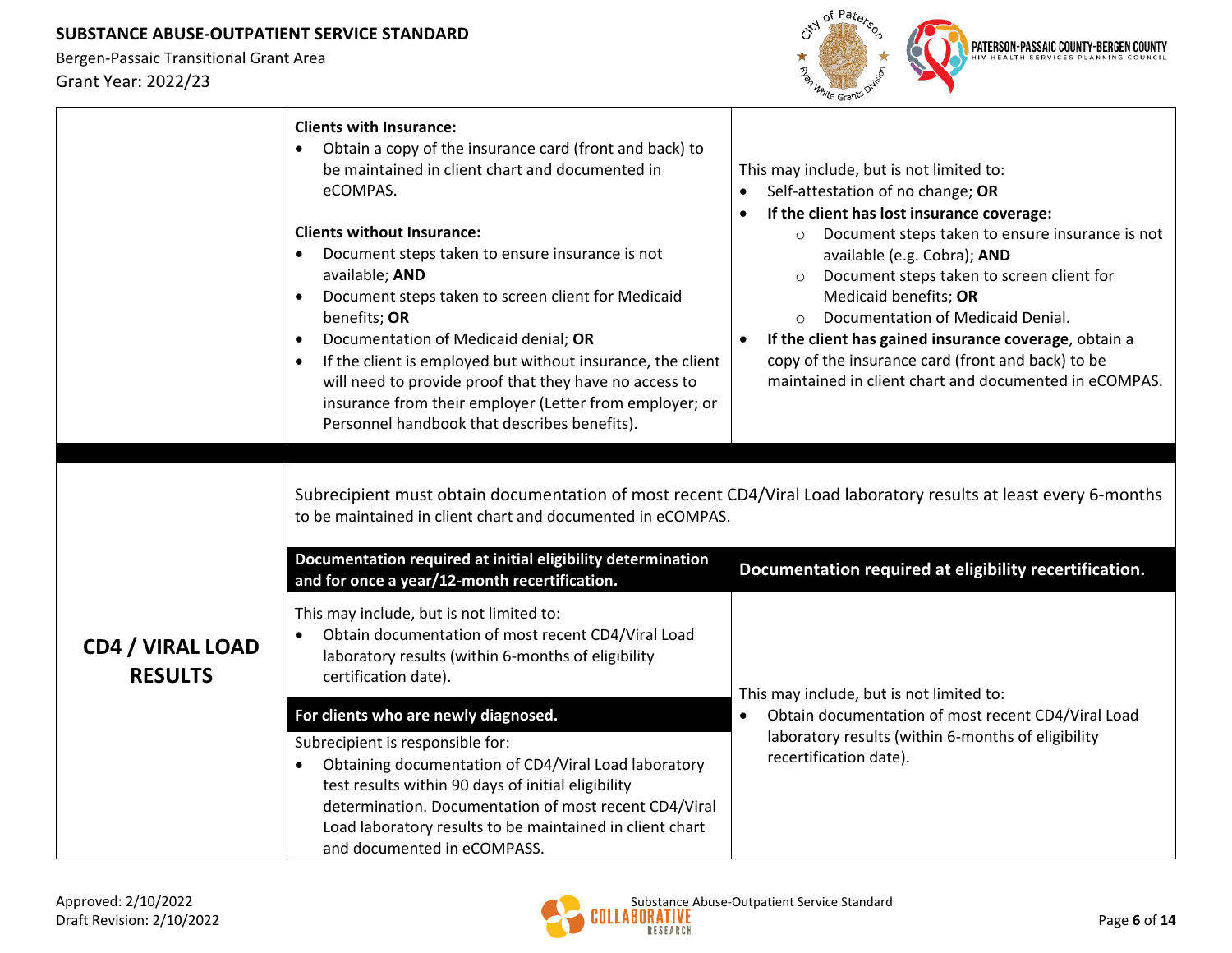| | | |
|---|---|---|
| | **Clients with Insurance:**<br>• Obtain a copy of the insurance card (front and back) to be maintained in client chart and documented in eCOMPAS.<br><br>**Clients without Insurance:**<br>• Document steps taken to ensure insurance is not available; **AND**<br>• Document steps taken to screen client for Medicaid benefits; **OR**<br>• Documentation of Medicaid denial; **OR**<br>• If the client is employed but without insurance, the client will need to provide proof that they have no access to insurance from their employer (Letter from employer; or Personnel handbook that describes benefits). | This may include, but is not limited to:<br>• Self-attestation of no change; **OR**<br>• **If the client has lost insurance coverage:**<br>  ○ Document steps taken to ensure insurance is not available (e.g. Cobra); **AND**<br>  ○ Document steps taken to screen client for Medicaid benefits; **OR**<br>  ○ Documentation of Medicaid Denial.<br>• **If the client has gained insurance coverage**, obtain a copy of the insurance card (front and back) to be maintained in client chart and documented in eCOMPAS. |
| **CD4 / VIRAL LOAD RESULTS** | Subrecipient must obtain documentation of most recent CD4/Viral Load laboratory results at least every 6-months to be maintained in client chart and documented in eCOMPAS. | |
| | **Documentation required at initial eligibility determination and for once a year/12-month recertification.** | **Documentation required at eligibility recertification.** |
| | This may include, but is not limited to:<br>• Obtain documentation of most recent CD4/Viral Load laboratory results (within 6-months of eligibility certification date).<br><br>**For clients who are newly diagnosed.**<br>Subrecipient is responsible for:<br>• Obtaining documentation of CD4/Viral Load laboratory test results within 90 days of initial eligibility determination. Documentation of most recent CD4/Viral Load laboratory results to be maintained in client chart and documented in eCOMPASS. | This may include, but is not limited to:<br>• Obtain documentation of most recent CD4/Viral Load laboratory results (within 6-months of eligibility recertification date). |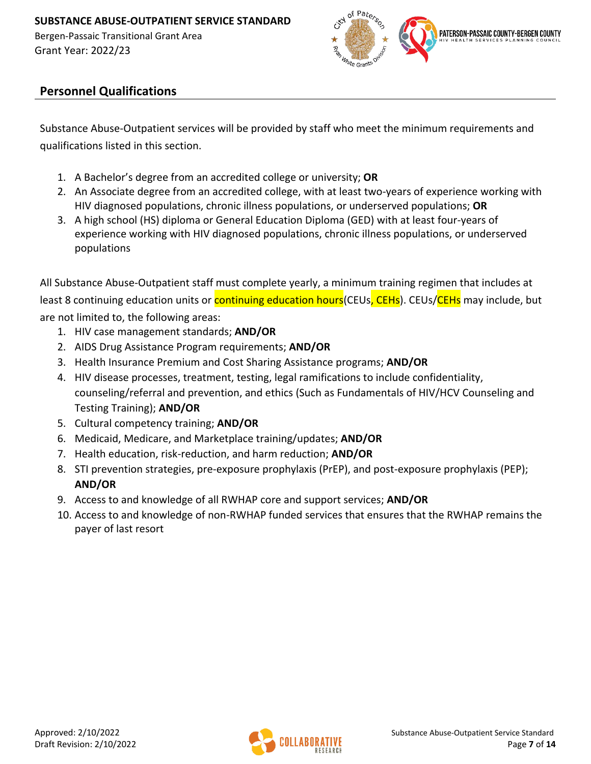## Personnel Qualifications

Substance Abuse-Outpatient services will be provided by staff who meet the minimum requirements and qualifications listed in this section.

1. A Bachelor's degree from an accredited college or university; **OR**
2. An Associate degree from an accredited college, with at least two-years of experience working with HIV diagnosed populations, chronic illness populations, or underserved populations; **OR**
3. A high school (HS) diploma or General Education Diploma (GED) with at least four-years of experience working with HIV diagnosed populations, chronic illness populations, or underserved populations

All Substance Abuse-Outpatient staff must complete yearly, a minimum training regimen that includes at least 8 continuing education units or continuing education hours(CEUs, CEHs). CEUs/CEHs may include, but are not limited to, the following areas:

1. HIV case management standards; **AND/OR**
2. AIDS Drug Assistance Program requirements; **AND/OR**
3. Health Insurance Premium and Cost Sharing Assistance programs; **AND/OR**
4. HIV disease processes, treatment, testing, legal ramifications to include confidentiality, counseling/referral and prevention, and ethics (Such as Fundamentals of HIV/HCV Counseling and Testing Training); **AND/OR**
5. Cultural competency training; **AND/OR**
6. Medicaid, Medicare, and Marketplace training/updates; **AND/OR**
7. Health education, risk-reduction, and harm reduction; **AND/OR**
8. STI prevention strategies, pre-exposure prophylaxis (PrEP), and post-exposure prophylaxis (PEP); **AND/OR**
9. Access to and knowledge of all RWHAP core and support services; **AND/OR**
10. Access to and knowledge of non-RWHAP funded services that ensures that the RWHAP remains the payer of last resort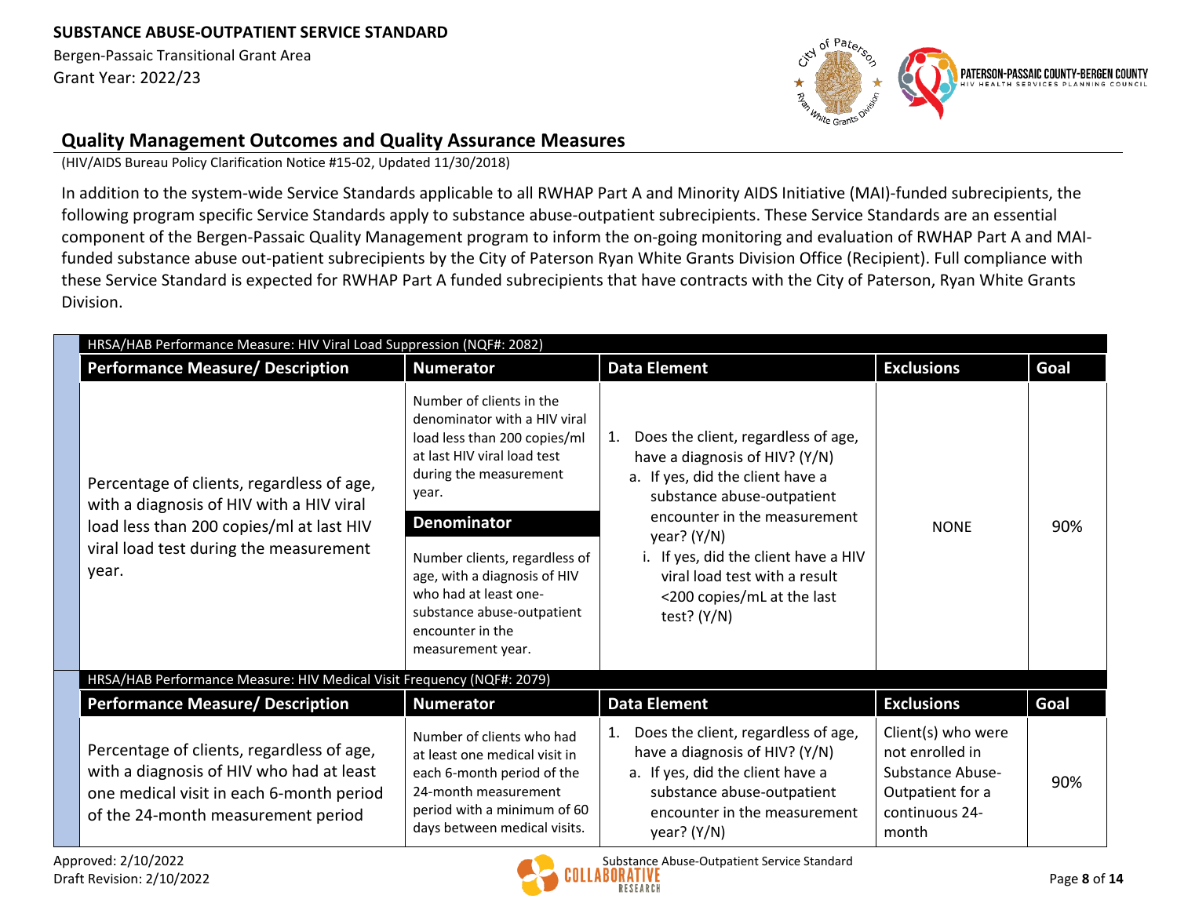## Quality Management Outcomes and Quality Assurance Measures

(HIV/AIDS Bureau Policy Clarification Notice #15-02, Updated 11/30/2018)

In addition to the system-wide Service Standards applicable to all RWHAP Part A and Minority AIDS Initiative (MAI)-funded subrecipients, the following program specific Service Standards apply to substance abuse-outpatient subrecipients. These Service Standards are an essential component of the Bergen-Passaic Quality Management program to inform the on-going monitoring and evaluation of RWHAP Part A and MAI-funded substance abuse out-patient subrecipients by the City of Paterson Ryan White Grants Division Office (Recipient). Full compliance with these Service Standard is expected for RWHAP Part A funded subrecipients that have contracts with the City of Paterson, Ryan White Grants Division.

**HRSA/HAB Performance Measure: HIV Viral Load Suppression (NQF#: 2082)**

| Performance Measure/ Description | Numerator | Data Element | Exclusions | Goal |
|---|---|---|---|---|
| Percentage of clients, regardless of age, with a diagnosis of HIV with a HIV viral load less than 200 copies/ml at last HIV viral load test during the measurement year. | Number of clients in the denominator with a HIV viral load less than 200 copies/ml at last HIV viral load test during the measurement year.<br>**Denominator**<br>Number clients, regardless of age, with a diagnosis of HIV who had at least one-substance abuse-outpatient encounter in the measurement year. | 1. Does the client, regardless of age, have a diagnosis of HIV? (Y/N)<br>a. If yes, did the client have a substance abuse-outpatient encounter in the measurement year? (Y/N)<br>i. If yes, did the client have a HIV viral load test with a result <200 copies/mL at the last test? (Y/N) | NONE | 90% |

**HRSA/HAB Performance Measure: HIV Medical Visit Frequency (NQF#: 2079)**

| Performance Measure/ Description | Numerator | Data Element | Exclusions | Goal |
|---|---|---|---|---|
| Percentage of clients, regardless of age, with a diagnosis of HIV who had at least one medical visit in each 6-month period of the 24-month measurement period | Number of clients who had at least one medical visit in each 6-month period of the 24-month measurement period with a minimum of 60 days between medical visits. | 1. Does the client, regardless of age, have a diagnosis of HIV? (Y/N)<br>a. If yes, did the client have a substance abuse-outpatient encounter in the measurement year? (Y/N) | Client(s) who were not enrolled in Substance Abuse-Outpatient for a continuous 24-month | 90% |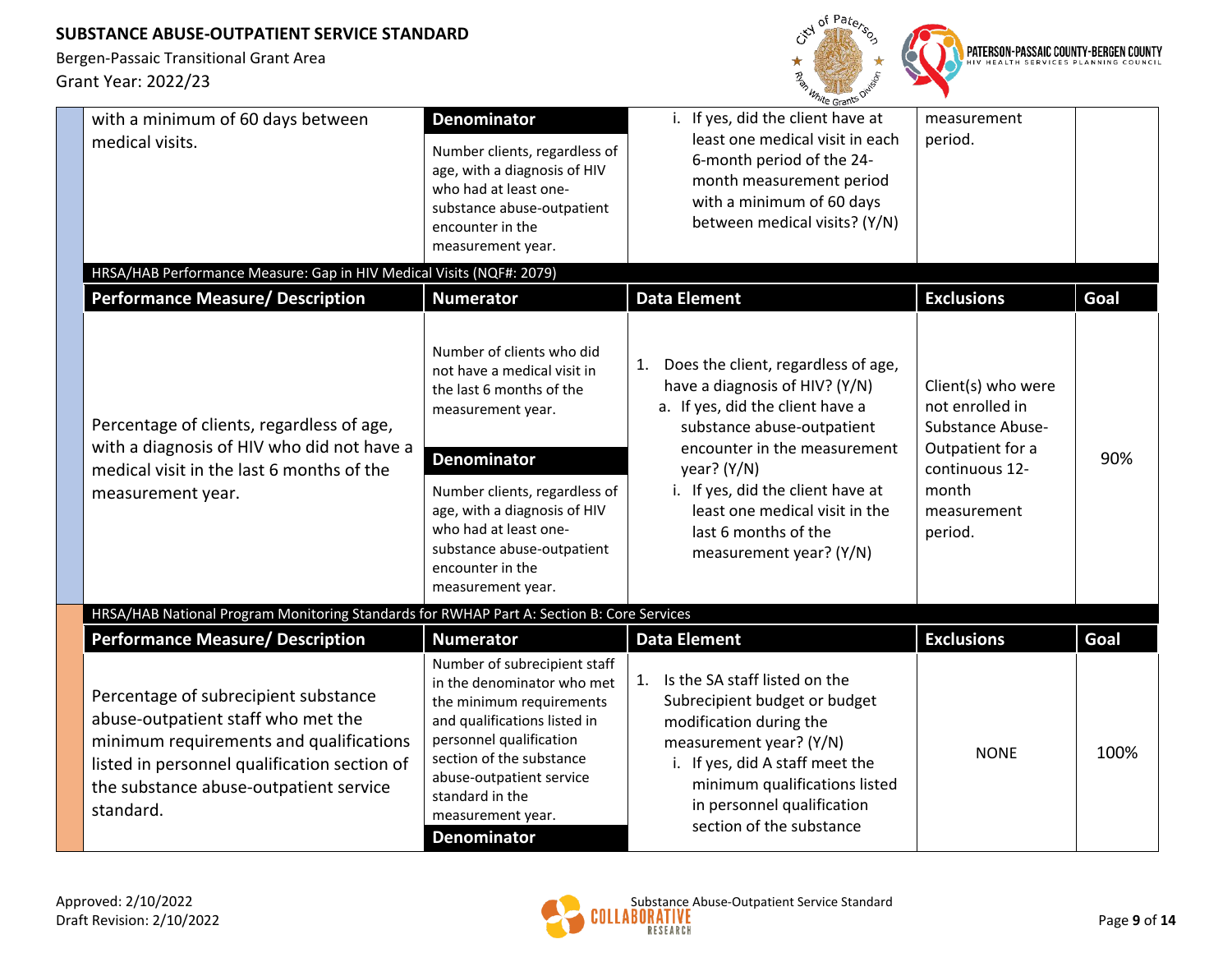| Performance Measure/ Description | Numerator | Data Element | Exclusions | Goal |
|---|---|---|---|---|
| with a minimum of 60 days between medical visits. | **Denominator**<br>Number clients, regardless of age, with a diagnosis of HIV who had at least one-substance abuse-outpatient encounter in the measurement year. | i. If yes, did the client have at least one medical visit in each 6-month period of the 24-month measurement period with a minimum of 60 days between medical visits? (Y/N) | measurement period. | |

**HRSA/HAB Performance Measure: Gap in HIV Medical Visits (NQF#: 2079)**

| Performance Measure/ Description | Numerator | Data Element | Exclusions | Goal |
|---|---|---|---|---|
| Percentage of clients, regardless of age, with a diagnosis of HIV who did not have a medical visit in the last 6 months of the measurement year. | Number of clients who did not have a medical visit in the last 6 months of the measurement year.<br>**Denominator**<br>Number clients, regardless of age, with a diagnosis of HIV who had at least one-substance abuse-outpatient encounter in the measurement year. | 1. Does the client, regardless of age, have a diagnosis of HIV? (Y/N)<br>a. If yes, did the client have a substance abuse-outpatient encounter in the measurement year? (Y/N)<br>i. If yes, did the client have at least one medical visit in the last 6 months of the measurement year? (Y/N) | Client(s) who were not enrolled in Substance Abuse-Outpatient for a continuous 12-month measurement period. | 90% |

**HRSA/HAB National Program Monitoring Standards for RWHAP Part A: Section B: Core Services**

| Performance Measure/ Description | Numerator | Data Element | Exclusions | Goal |
|---|---|---|---|---|
| Percentage of subrecipient substance abuse-outpatient staff who met the minimum requirements and qualifications listed in personnel qualification section of the substance abuse-outpatient service standard. | Number of subrecipient staff in the denominator who met the minimum requirements and qualifications listed in personnel qualification section of the substance abuse-outpatient service standard in the measurement year.<br>**Denominator** | 1. Is the SA staff listed on the Subrecipient budget or budget modification during the measurement year? (Y/N)<br>i. If yes, did A staff meet the minimum qualifications listed in personnel qualification section of the substance | NONE | 100% |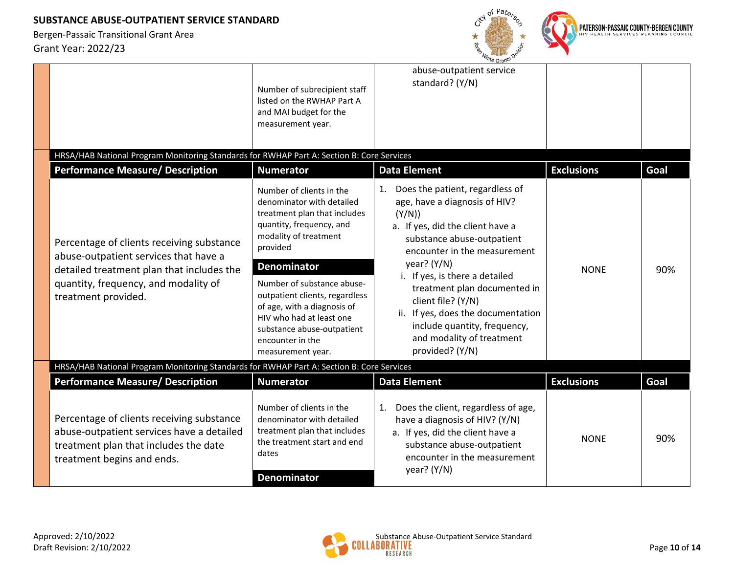| | | | | |
|---|---|---|---|---|
| | Number of subrecipient staff listed on the RWHAP Part A and MAI budget for the measurement year. | abuse-outpatient service standard? (Y/N) | | |

HRSA/HAB National Program Monitoring Standards for RWHAP Part A: Section B: Core Services

| Performance Measure/ Description | Numerator | Data Element | Exclusions | Goal |
|---|---|---|---|---|
| Percentage of clients receiving substance abuse-outpatient services that have a detailed treatment plan that includes the quantity, frequency, and modality of treatment provided. | Number of clients in the denominator with detailed treatment plan that includes quantity, frequency, and modality of treatment provided<br><br>**Denominator**<br><br>Number of substance abuse-outpatient clients, regardless of age, with a diagnosis of HIV who had at least one substance abuse-outpatient encounter in the measurement year. | 1. Does the patient, regardless of age, have a diagnosis of HIV? (Y/N))<br>a. If yes, did the client have a substance abuse-outpatient encounter in the measurement year? (Y/N)<br>i. If yes, is there a detailed treatment plan documented in client file? (Y/N)<br>ii. If yes, does the documentation include quantity, frequency, and modality of treatment provided? (Y/N) | NONE | 90% |

HRSA/HAB National Program Monitoring Standards for RWHAP Part A: Section B: Core Services

| Performance Measure/ Description | Numerator | Data Element | Exclusions | Goal |
|---|---|---|---|---|
| Percentage of clients receiving substance abuse-outpatient services have a detailed treatment plan that includes the date treatment begins and ends. | Number of clients in the denominator with detailed treatment plan that includes the treatment start and end dates<br><br>**Denominator** | 1. Does the client, regardless of age, have a diagnosis of HIV? (Y/N)<br>a. If yes, did the client have a substance abuse-outpatient encounter in the measurement year? (Y/N) | NONE | 90% |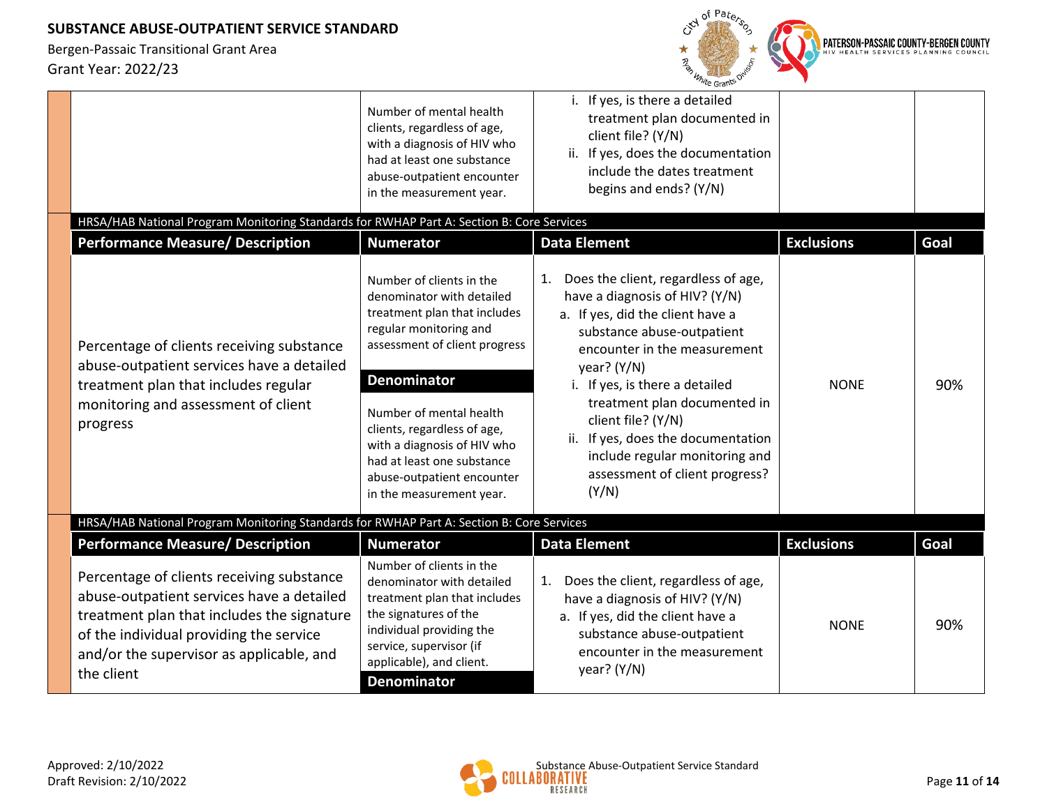| | | |
|---|---|---|
| | Number of mental health clients, regardless of age, with a diagnosis of HIV who had at least one substance abuse-outpatient encounter in the measurement year. | i. If yes, is there a detailed treatment plan documented in client file? (Y/N)<br>ii. If yes, does the documentation include the dates treatment begins and ends? (Y/N) |

HRSA/HAB National Program Monitoring Standards for RWHAP Part A: Section B: Core Services

| Performance Measure/ Description | Numerator | Data Element | Exclusions | Goal |
|---|---|---|---|---|
| Percentage of clients receiving substance abuse-outpatient services have a detailed treatment plan that includes regular monitoring and assessment of client progress | Number of clients in the denominator with detailed treatment plan that includes regular monitoring and assessment of client progress<br>**Denominator**<br>Number of mental health clients, regardless of age, with a diagnosis of HIV who had at least one substance abuse-outpatient encounter in the measurement year. | 1. Does the client, regardless of age, have a diagnosis of HIV? (Y/N)<br>a. If yes, did the client have a substance abuse-outpatient encounter in the measurement year? (Y/N)<br>i. If yes, is there a detailed treatment plan documented in client file? (Y/N)<br>ii. If yes, does the documentation include regular monitoring and assessment of client progress? (Y/N) | NONE | 90% |

HRSA/HAB National Program Monitoring Standards for RWHAP Part A: Section B: Core Services

| Performance Measure/ Description | Numerator | Data Element | Exclusions | Goal |
|---|---|---|---|---|
| Percentage of clients receiving substance abuse-outpatient services have a detailed treatment plan that includes the signature of the individual providing the service and/or the supervisor as applicable, and the client | Number of clients in the denominator with detailed treatment plan that includes the signatures of the individual providing the service, supervisor (if applicable), and client.<br>**Denominator** | 1. Does the client, regardless of age, have a diagnosis of HIV? (Y/N)<br>a. If yes, did the client have a substance abuse-outpatient encounter in the measurement year? (Y/N) | NONE | 90% |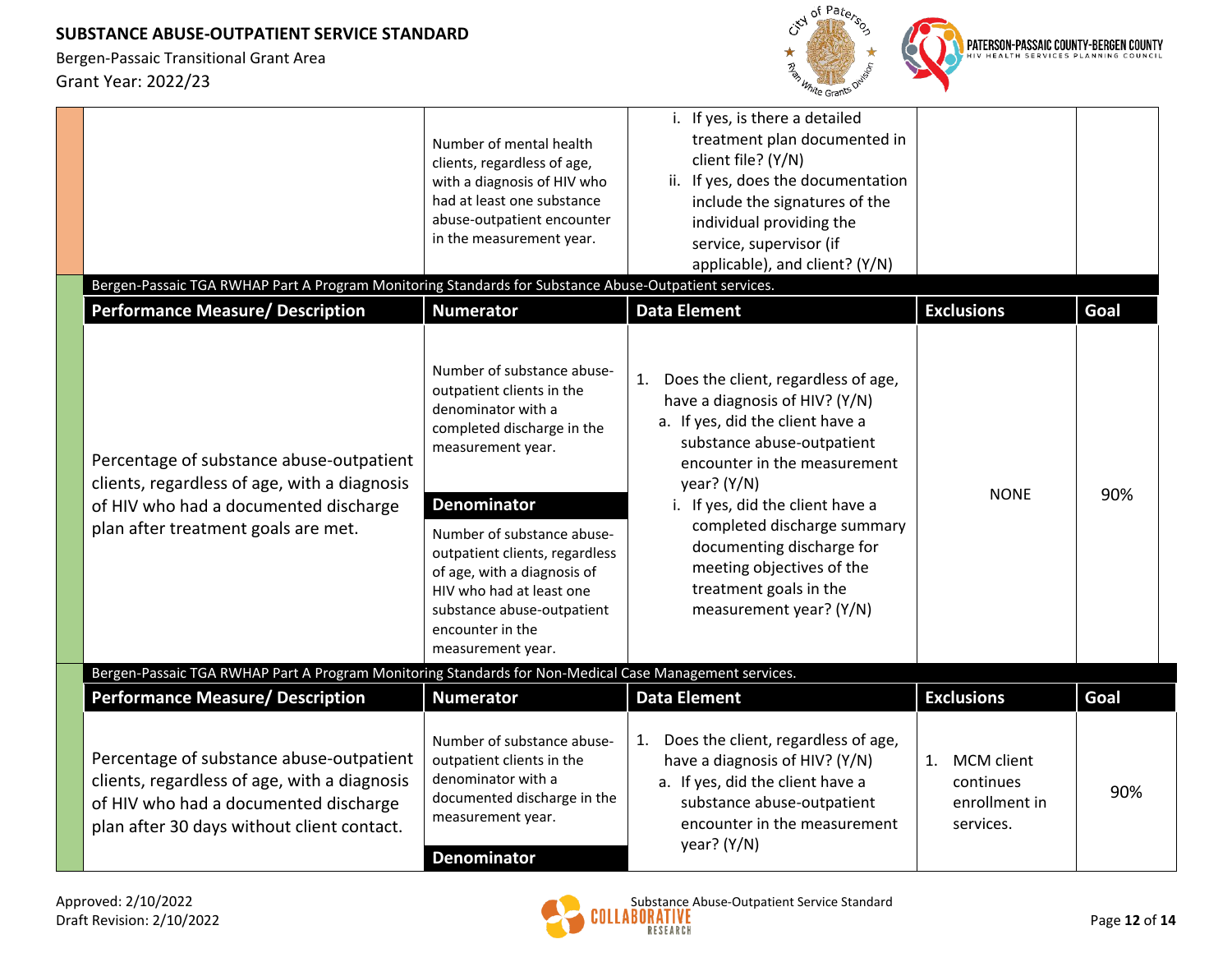| | Number of mental health clients, regardless of age, with a diagnosis of HIV who had at least one substance abuse-outpatient encounter in the measurement year. | i. If yes, is there a detailed treatment plan documented in client file? (Y/N)<br>ii. If yes, does the documentation include the signatures of the individual providing the service, supervisor (if applicable), and client? (Y/N) | | |
|---|---|---|---|---|

Bergen-Passaic TGA RWHAP Part A Program Monitoring Standards for Substance Abuse-Outpatient services.

| Performance Measure/ Description | Numerator | Data Element | Exclusions | Goal |
|---|---|---|---|---|
| Percentage of substance abuse-outpatient clients, regardless of age, with a diagnosis of HIV who had a documented discharge plan after treatment goals are met. | Number of substance abuse-outpatient clients in the denominator with a completed discharge in the measurement year.<br><br>**Denominator**<br><br>Number of substance abuse-outpatient clients, regardless of age, with a diagnosis of HIV who had at least one substance abuse-outpatient encounter in the measurement year. | 1. Does the client, regardless of age, have a diagnosis of HIV? (Y/N)<br>a. If yes, did the client have a substance abuse-outpatient encounter in the measurement year? (Y/N)<br>i. If yes, did the client have a completed discharge summary documenting discharge for meeting objectives of the treatment goals in the measurement year? (Y/N) | NONE | 90% |

Bergen-Passaic TGA RWHAP Part A Program Monitoring Standards for Non-Medical Case Management services.

| Performance Measure/ Description | Numerator | Data Element | Exclusions | Goal |
|---|---|---|---|---|
| Percentage of substance abuse-outpatient clients, regardless of age, with a diagnosis of HIV who had a documented discharge plan after 30 days without client contact. | Number of substance abuse-outpatient clients in the denominator with a documented discharge in the measurement year.<br><br>**Denominator** | 1. Does the client, regardless of age, have a diagnosis of HIV? (Y/N)<br>a. If yes, did the client have a substance abuse-outpatient encounter in the measurement year? (Y/N) | 1. MCM client continues enrollment in services. | 90% |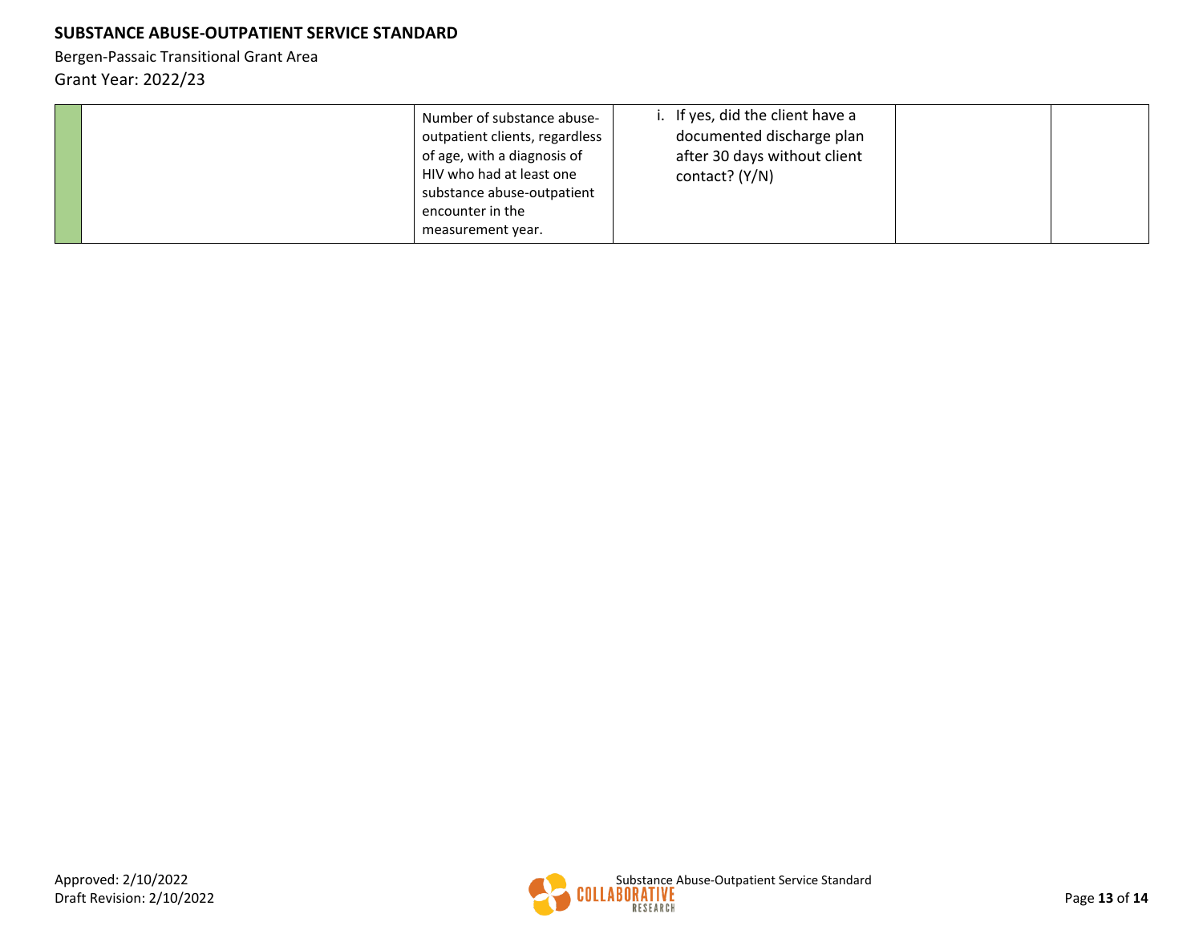| | | | | | |
|---|---|---|---|---|---|
| | | Number of substance abuse-outpatient clients, regardless of age, with a diagnosis of HIV who had at least one substance abuse-outpatient encounter in the measurement year. | i. If yes, did the client have a documented discharge plan after 30 days without client contact? (Y/N) | | |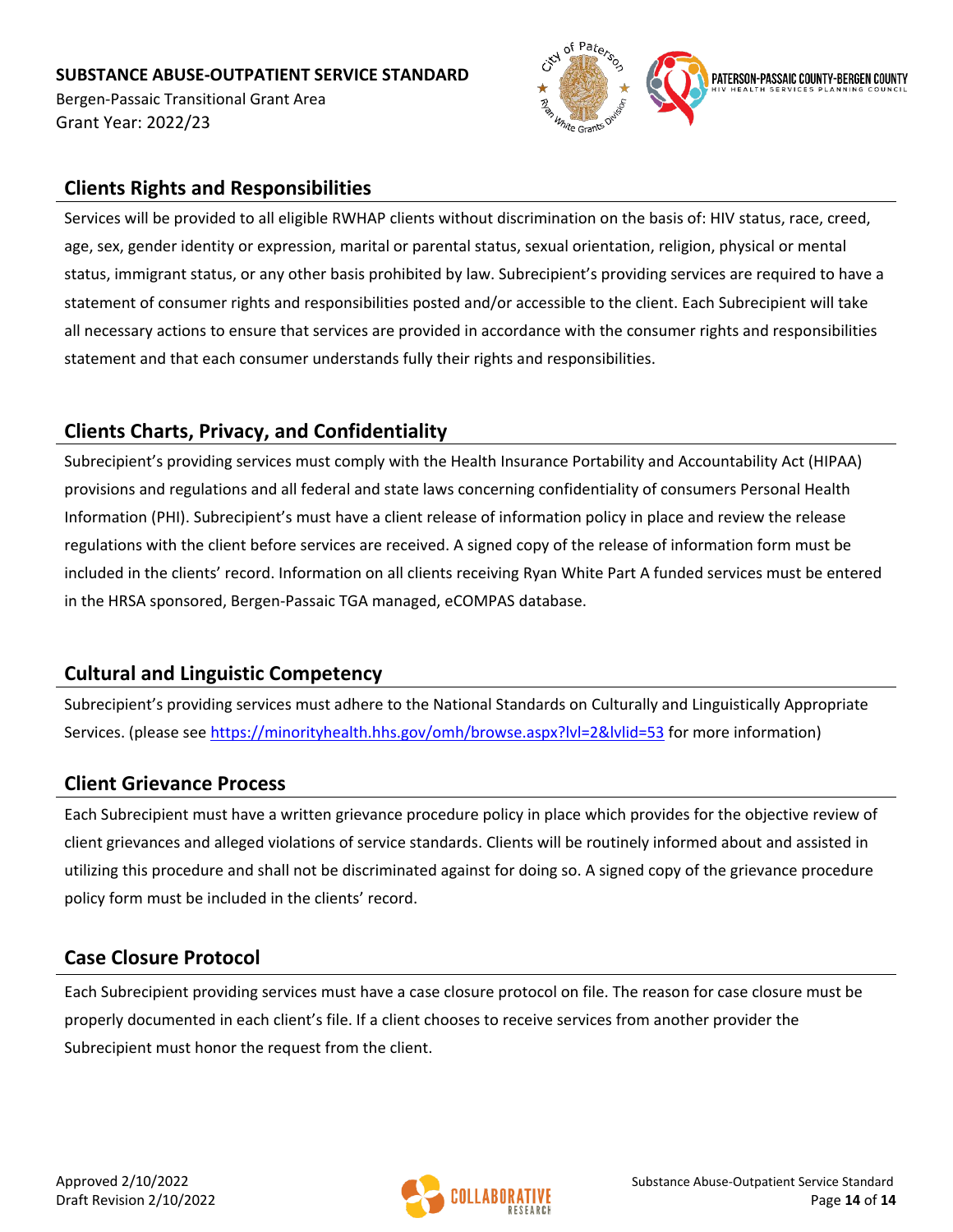## Clients Rights and Responsibilities

Services will be provided to all eligible RWHAP clients without discrimination on the basis of: HIV status, race, creed, age, sex, gender identity or expression, marital or parental status, sexual orientation, religion, physical or mental status, immigrant status, or any other basis prohibited by law. Subrecipient's providing services are required to have a statement of consumer rights and responsibilities posted and/or accessible to the client. Each Subrecipient will take all necessary actions to ensure that services are provided in accordance with the consumer rights and responsibilities statement and that each consumer understands fully their rights and responsibilities.

## Clients Charts, Privacy, and Confidentiality

Subrecipient's providing services must comply with the Health Insurance Portability and Accountability Act (HIPAA) provisions and regulations and all federal and state laws concerning confidentiality of consumers Personal Health Information (PHI). Subrecipient's must have a client release of information policy in place and review the release regulations with the client before services are received. A signed copy of the release of information form must be included in the clients' record. Information on all clients receiving Ryan White Part A funded services must be entered in the HRSA sponsored, Bergen-Passaic TGA managed, eCOMPAS database.

## Cultural and Linguistic Competency

Subrecipient's providing services must adhere to the National Standards on Culturally and Linguistically Appropriate Services. (please see https://minorityhealth.hhs.gov/omh/browse.aspx?lvl=2&lvlid=53 for more information)

## Client Grievance Process

Each Subrecipient must have a written grievance procedure policy in place which provides for the objective review of client grievances and alleged violations of service standards. Clients will be routinely informed about and assisted in utilizing this procedure and shall not be discriminated against for doing so. A signed copy of the grievance procedure policy form must be included in the clients' record.

## Case Closure Protocol

Each Subrecipient providing services must have a case closure protocol on file. The reason for case closure must be properly documented in each client's file. If a client chooses to receive services from another provider the Subrecipient must honor the request from the client.